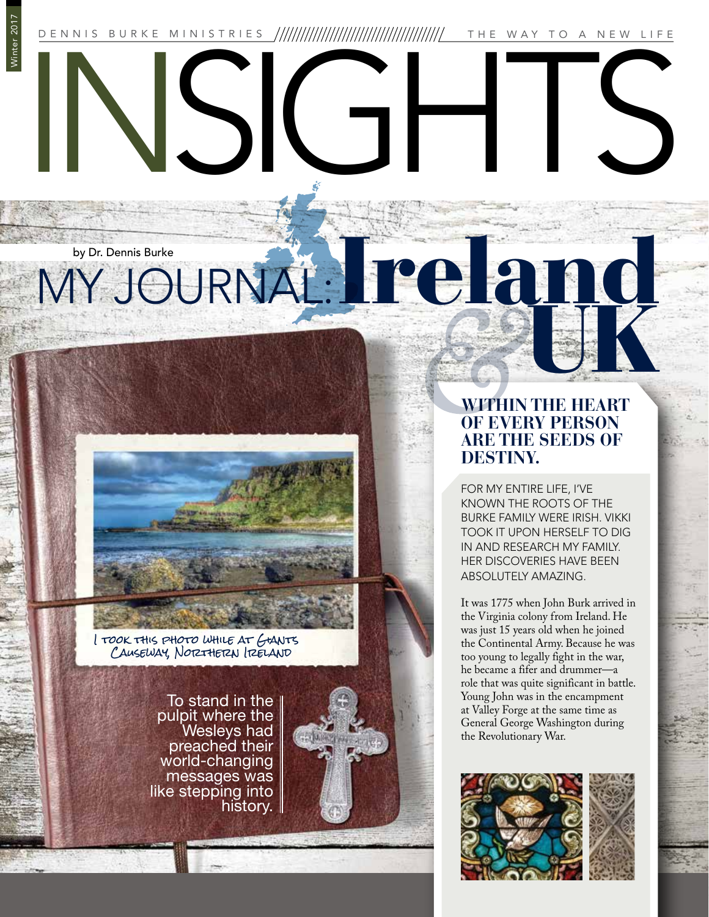DENNIS BURKE MINISTRIES — THE WAY TO A NEW LIFE

# INSIGHTS

by Dr. Dennis Burke

## MY JOURNAL: Ireland & UK

I took this photo while at Giants Causeway, Northern Ireland

> To stand in the pulpit where the Wesleys had preached their world-changing messages was like stepping into history.

### WITHIN THE HEART OF EVERY PERSON ARE THE SEEDS OF DESTINY.

FOR MY ENTIRE LIFE, I'VE KNOWN THE ROOTS OF THE BURKE FAMILY WERE IRISH. VIKKI TOOK IT UPON HERSELF TO DIG IN AND RESEARCH MY FAMILY. HER DISCOVERIES HAVE BEEN ABSOLUTELY AMAZING.

It was 1775 when John Burk arrived in the Virginia colony from Ireland. He was just 15 years old when he joined the Continental Army. Because he was too young to legally fight in the war, he became a fifer and drummer—a role that was quite significant in battle. Young John was in the encampment at Valley Forge at the same time as General George Washington during the Revolutionary War.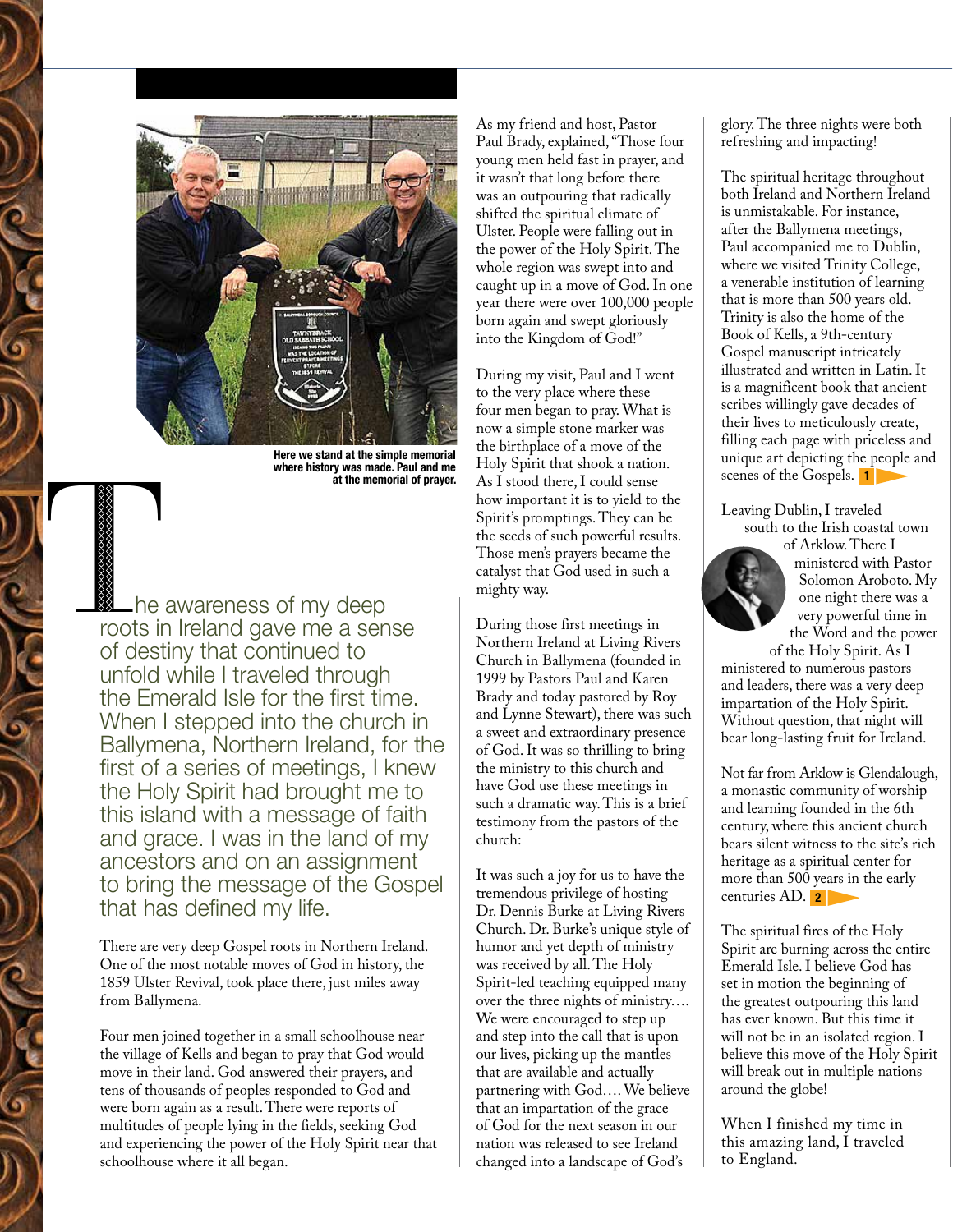Here we stand at the simple memorial where history was made. Paul and me at the memorial of prayer.

The awareness of my deep roots in Ireland gave me a sense of destiny that continued to unfold while I traveled through the Emerald Isle for the first time. When I stepped into the church in Ballymena, Northern Ireland, for the first of a series of meetings, I knew the Holy Spirit had brought me to this island with a message of faith and grace. I was in the land of my ancestors and on an assignment to bring the message of the Gospel that has defined my life.

There are very deep Gospel roots in Northern Ireland. One of the most notable moves of God in history, the 1859 Ulster Revival, took place there, just miles away from Ballymena.

Four men joined together in a small schoolhouse near the village of Kells and began to pray that God would move in their land. God answered their prayers, and tens of thousands of peoples responded to God and were born again as a result. There were reports of multitudes of people lying in the fields, seeking God and experiencing the power of the Holy Spirit near that schoolhouse where it all began.

As my friend and host, Pastor Paul Brady, explained, "Those four young men held fast in prayer, and it wasn't that long before there was an outpouring that radically shifted the spiritual climate of Ulster. People were falling out in the power of the Holy Spirit. The whole region was swept into and caught up in a move of God. In one year there were over 100,000 people born again and swept gloriously into the Kingdom of God!"

During my visit, Paul and I went to the very place where these four men began to pray. What is now a simple stone marker was the birthplace of a move of the Holy Spirit that shook a nation. As I stood there, I could sense how important it is to yield to the Spirit's promptings. They can be the seeds of such powerful results. Those men's prayers became the catalyst that God used in such a mighty way.

During those first meetings in Northern Ireland at Living Rivers Church in Ballymena (founded in 1999 by Pastors Paul and Karen Brady and today pastored by Roy and Lynne Stewart), there was such a sweet and extraordinary presence of God. It was so thrilling to bring the ministry to this church and have God use these meetings in such a dramatic way. This is a brief testimony from the pastors of the church:

It was such a joy for us to have the tremendous privilege of hosting Dr. Dennis Burke at Living Rivers Church. Dr. Burke's unique style of humor and yet depth of ministry was received by all. The Holy Spirit-led teaching equipped many over the three nights of ministry.... We were encouraged to step up and step into the call that is upon our lives, picking up the mantles that are available and actually partnering with God.... We believe that an impartation of the grace of God for the next season in our nation was released to see Ireland changed into a landscape of God's glory. The three nights were both refreshing and impacting!

The spiritual heritage throughout both Ireland and Northern Ireland is unmistakable. For instance, after the Ballymena meetings, Paul accompanied me to Dublin, where we visited Trinity College, a venerable institution of learning that is more than 500 years old. Trinity is also the home of the Book of Kells, a 9th-century Gospel manuscript intricately illustrated and written in Latin. It is a magnificent book that ancient scribes willingly gave decades of their lives to meticulously create, filling each page with priceless and unique art depicting the people and scenes of the Gospels. 1

Leaving Dublin, I traveled south to the Irish coastal town of Arklow. There I ministered with Pastor Solomon Aroboto. My one night there was a very powerful time in the Word and the power of the Holy Spirit. As I ministered to numerous pastors and leaders, there was a very deep impartation of the Holy Spirit. Without question, that night will bear long-lasting fruit for Ireland.

Not far from Arklow is Glendalough, a monastic community of worship and learning founded in the 6th century, where this ancient church bears silent witness to the site's rich heritage as a spiritual center for more than 500 years in the early centuries AD. 2

The spiritual fires of the Holy Spirit are burning across the entire Emerald Isle. I believe God has set in motion the beginning of the greatest outpouring this land has ever known. But this time it will not be in an isolated region. I believe this move of the Holy Spirit will break out in multiple nations around the globe!

When I finished my time in this amazing land, I traveled to England.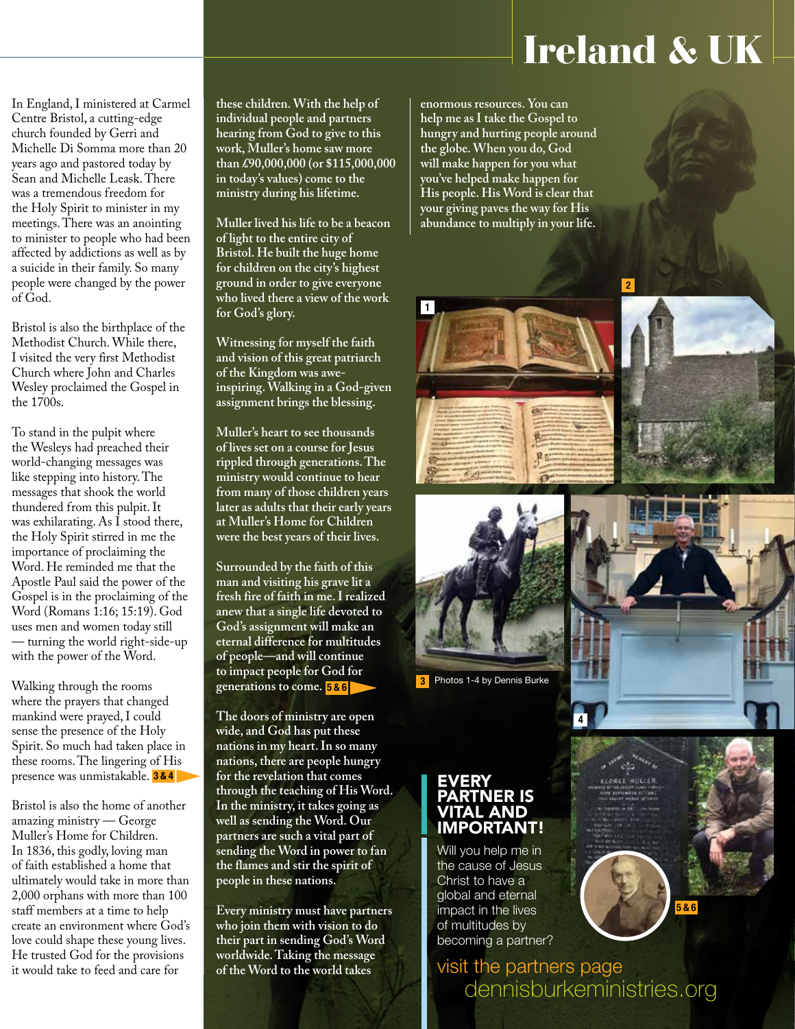# Ireland & UK

In England, I ministered at Carmel Centre Bristol, a cutting-edge church founded by Gerri and Michelle Di Somma more than 20 years ago and pastored today by Sean and Michelle Leask. There was a tremendous freedom for the Holy Spirit to minister in my meetings. There was an anointing to minister to people who had been affected by addictions as well as by a suicide in their family. So many people were changed by the power of God.

Bristol is also the birthplace of the Methodist Church. While there, I visited the very first Methodist Church where John and Charles Wesley proclaimed the Gospel in the 1700s.

To stand in the pulpit where the Wesleys had preached their world-changing messages was like stepping into history. The messages that shook the world thundered from this pulpit. It was exhilarating. As I stood there, the Holy Spirit stirred in me the importance of proclaiming the Word. He reminded me that the Apostle Paul said the power of the Gospel is in the proclaiming of the Word (Romans 1:16; 15:19). God uses men and women today still — turning the world right-side-up with the power of the Word.

Walking through the rooms where the prayers that changed mankind were prayed, I could sense the presence of the Holy Spirit. So much had taken place in these rooms. The lingering of His presence was unmistakable. **3&4**

Bristol is also the home of another amazing ministry — George Muller's Home for Children. In 1836, this godly, loving man of faith established a home that ultimately would take in more than 2,000 orphans with more than 100 staff members at a time to help create an environment where God's love could shape these young lives. He trusted God for the provisions it would take to feed and care for these children. With the help of individual people and partners hearing from God to give to this work, Muller's home saw more than £90,000,000 (or $115,000,000 in today's values) come to the ministry during his lifetime.

Muller lived his life to be a beacon of light to the entire city of Bristol. He built the huge home for children on the city's highest ground in order to give everyone who lived there a view of the work for God's glory.

Witnessing for myself the faith and vision of this great patriarch of the Kingdom was awe-inspiring. Walking in a God-given assignment brings the blessing.

Muller's heart to see thousands of lives set on a course for Jesus rippled through generations. The ministry would continue to hear from many of those children years later as adults that their early years at Muller's Home for Children were the best years of their lives.

Surrounded by the faith of this man and visiting his grave lit a fresh fire of faith in me. I realized anew that a single life devoted to God's assignment will make an eternal difference for multitudes of people—and will continue to impact people for God for generations to come. **5&6**

The doors of ministry are open wide, and God has put these nations in my heart. In so many nations, there are people hungry for the revelation that comes through the teaching of His Word. In the ministry, it takes going as well as sending the Word. Our partners are such a vital part of sending the Word in power to fan the flames and stir the spirit of people in these nations.

Every ministry must have partners who join them with vision to do their part in sending God's Word worldwide. Taking the message of the Word to the world takes enormous resources. You can help me as I take the Gospel to hungry and hurting people around the globe. When you do, God will make happen for you what you've helped make happen for His people. His Word is clear that your giving paves the way for His abundance to multiply in your life.

1

2

3 Photos 1-4 by Dennis Burke

4

5&6

## EVERY PARTNER IS VITAL AND IMPORTANT!

Will you help me in the cause of Jesus Christ to have a global and eternal impact in the lives of multitudes by becoming a partner?

visit the partners page
dennisburkeministries.org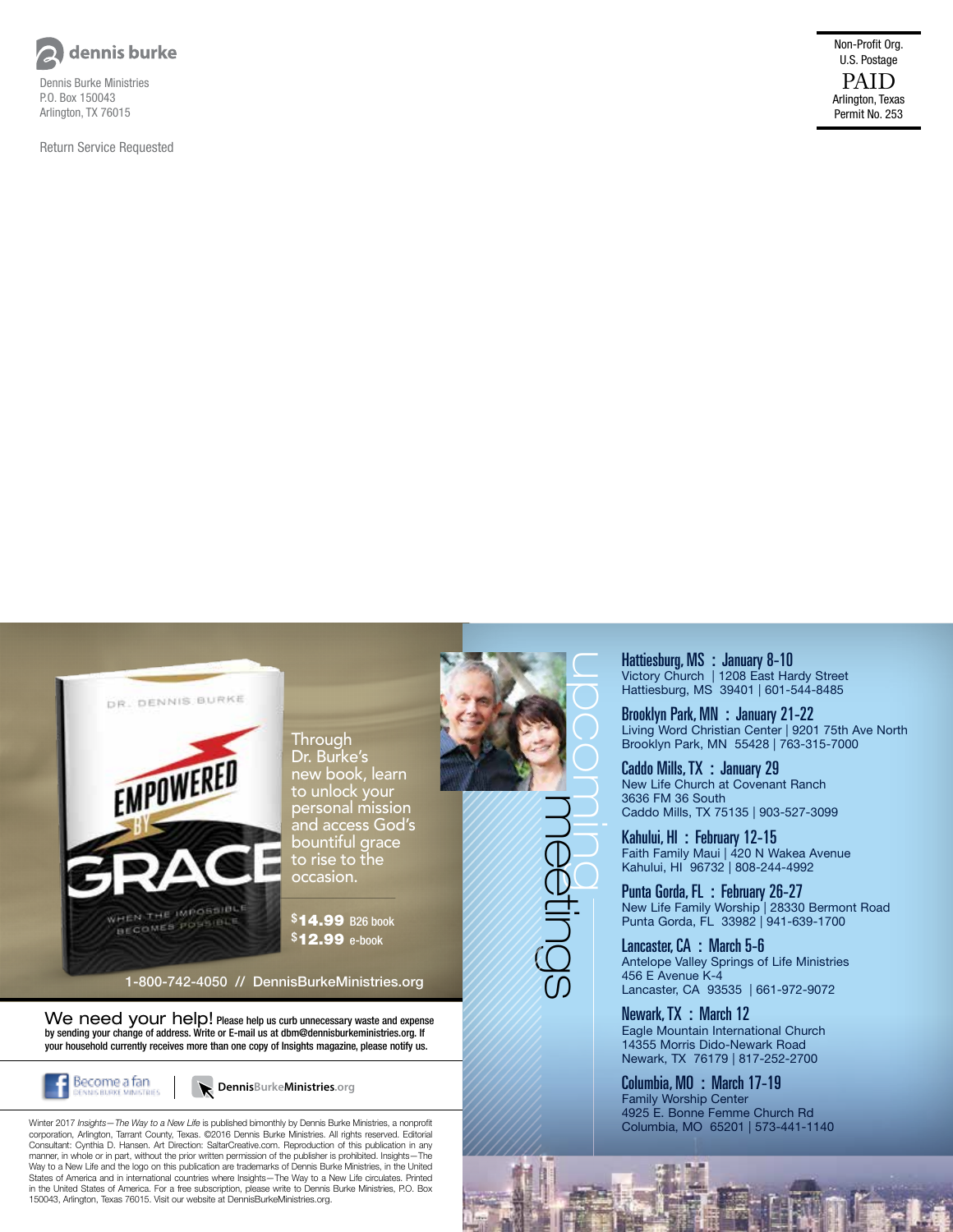dennis burke

Dennis Burke Ministries
P.O. Box 150043
Arlington, TX 76015

Return Service Requested

Non-Profit Org.
U.S. Postage
PAID
Arlington, Texas
Permit No. 253

DR. DENNIS BURKE

EMPOWERED BY GRACE

WHEN THE IMPOSSIBLE BECOMES POSSIBLE

Through Dr. Burke's new book, learn to unlock your personal mission and access God's bountiful grace to rise to the occasion.

$14.99 B26 book
$12.99 e-book

1-800-742-4050 // DennisBurkeMinistries.org

**We need your help!** Please help us curb unnecessary waste and expense by sending your change of address. Write or E-mail us at dbm@dennisburkeministries.org. If your household currently receives more than one copy of Insights magazine, please notify us.

Become a fan — Dennis Burke Ministries | DennisBurkeMinistries.org

Winter 2017 *Insights—The Way to a New Life* is published bimonthly by Dennis Burke Ministries, a nonprofit corporation, Arlington, Tarrant County, Texas. ©2016 Dennis Burke Ministries. All rights reserved. Editorial Consultant: Cynthia D. Hansen. Art Direction: SaltarCreative.com. Reproduction of this publication in any manner, in whole or in part, without the prior written permission of the publisher is prohibited. Insights—The Way to a New Life and the logo on this publication are trademarks of Dennis Burke Ministries, in the United States of America and in international countries where Insights—The Way to a New Life circulates. Printed in the United States of America. For a free subscription, please write to Dennis Burke Ministries, P.O. Box 150043, Arlington, Texas 76015. Visit our website at DennisBurkeMinistries.org.

## upcoming meetings

**Hattiesburg, MS : January 8-10**
Victory Church | 1208 East Hardy Street
Hattiesburg, MS 39401 | 601-544-8485

**Brooklyn Park, MN : January 21-22**
Living Word Christian Center | 9201 75th Ave North
Brooklyn Park, MN 55428 | 763-315-7000

**Caddo Mills, TX : January 29**
New Life Church at Covenant Ranch
3636 FM 36 South
Caddo Mills, TX 75135 | 903-527-3099

**Kahului, HI : February 12-15**
Faith Family Maui | 420 N Wakea Avenue
Kahului, HI 96732 | 808-244-4992

**Punta Gorda, FL : February 26-27**
New Life Family Worship | 28330 Bermont Road
Punta Gorda, FL 33982 | 941-639-1700

**Lancaster, CA : March 5-6**
Antelope Valley Springs of Life Ministries
456 E Avenue K-4
Lancaster, CA 93535 | 661-972-9072

**Newark, TX : March 12**
Eagle Mountain International Church
14355 Morris Dido-Newark Road
Newark, TX 76179 | 817-252-2700

**Columbia, MO : March 17-19**
Family Worship Center
4925 E. Bonne Femme Church Rd
Columbia, MO 65201 | 573-441-1140